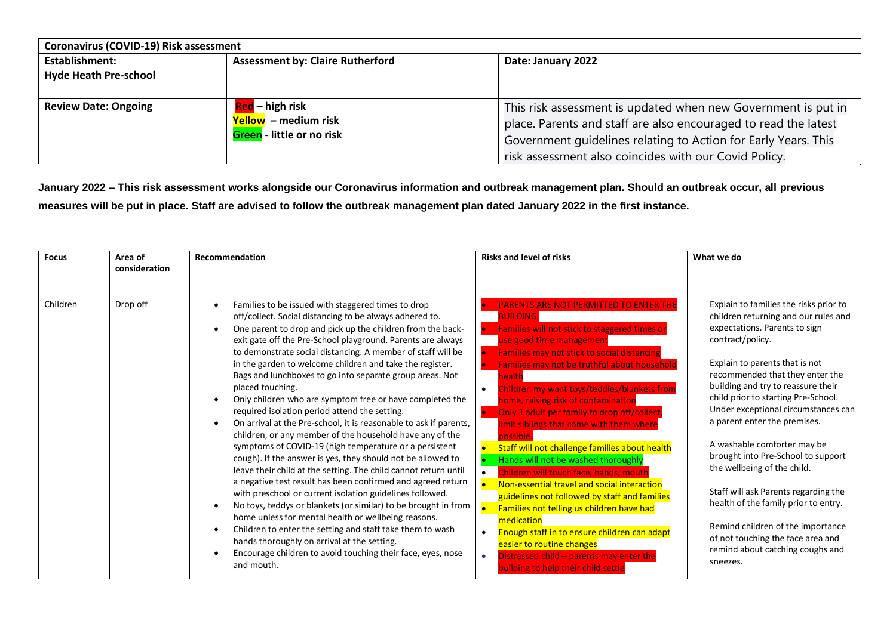| Coronavirus (COVID-19) Risk assessment | | |
|---|---|---|
| **Establishment:**<br>**Hyde Heath Pre-school** | **Assessment by: Claire Rutherford** | **Date: January 2022** |
| **Review Date: Ongoing** | **Red – high risk**<br>**Yellow – medium risk**<br>**Green - little or no risk** | This risk assessment is updated when new Government is put in place. Parents and staff are also encouraged to read the latest Government guidelines relating to Action for Early Years. This risk assessment also coincides with our Covid Policy. |

**January 2022 – This risk assessment works alongside our Coronavirus information and outbreak management plan. Should an outbreak occur, all previous measures will be put in place. Staff are advised to follow the outbreak management plan dated January 2022 in the first instance.**

| Focus | Area of consideration | Recommendation | Risks and level of risks | What we do |
|---|---|---|---|---|
| Children | Drop off | • Families to be issued with staggered times to drop off/collect. Social distancing to be always adhered to.<br>• One parent to drop and pick up the children from the back-exit gate off the Pre-School playground. Parents are always to demonstrate social distancing. A member of staff will be in the garden to welcome children and take the register. Bags and lunchboxes to go into separate group areas. Not placed touching.<br>• Only children who are symptom free or have completed the required isolation period attend the setting.<br>• On arrival at the Pre-school, it is reasonable to ask if parents, children, or any member of the household have any of the symptoms of COVID-19 (high temperature or a persistent cough). If the answer is yes, they should not be allowed to leave their child at the setting. The child cannot return until a negative test result has been confirmed and agreed return with preschool or current isolation guidelines followed.<br>• No toys, teddys or blankets (or similar) to be brought in from home unless for mental health or wellbeing reasons.<br>• Children to enter the setting and staff take them to wash hands thoroughly on arrival at the setting.<br>• Encourage children to avoid touching their face, eyes, nose and mouth. | • PARENTS ARE NOT PERMITTED TO ENTER THE BUILDING.<br>• Families will not stick to staggered times or use good time management<br>• Families may not stick to social distancing<br>• Families may not be truthful about household health<br>• Children my want toys/teddies/blankets from home, raising risk of contamination<br>• Only 1 adult per family to drop off/collect, limit siblings that come with them where possible.<br>• Staff will not challenge families about health<br>• Hands will not be washed thoroughly<br>• Children will touch face, hands, mouth<br>• Non-essential travel and social interaction guidelines not followed by staff and families<br>• Families not telling us children have had medication<br>• Enough staff in to ensure children can adapt easier to routine changes<br>• Distressed child – parents may enter the building to help their child settle | Explain to families the risks prior to children returning and our rules and expectations. Parents to sign contract/policy.<br><br>Explain to parents that is not recommended that they enter the building and try to reassure their child prior to starting Pre-School. Under exceptional circumstances can a parent enter the premises.<br><br>A washable comforter may be brought into Pre-School to support the wellbeing of the child.<br><br>Staff will ask Parents regarding the health of the family prior to entry.<br><br>Remind children of the importance of not touching the face area and remind about catching coughs and sneezes. |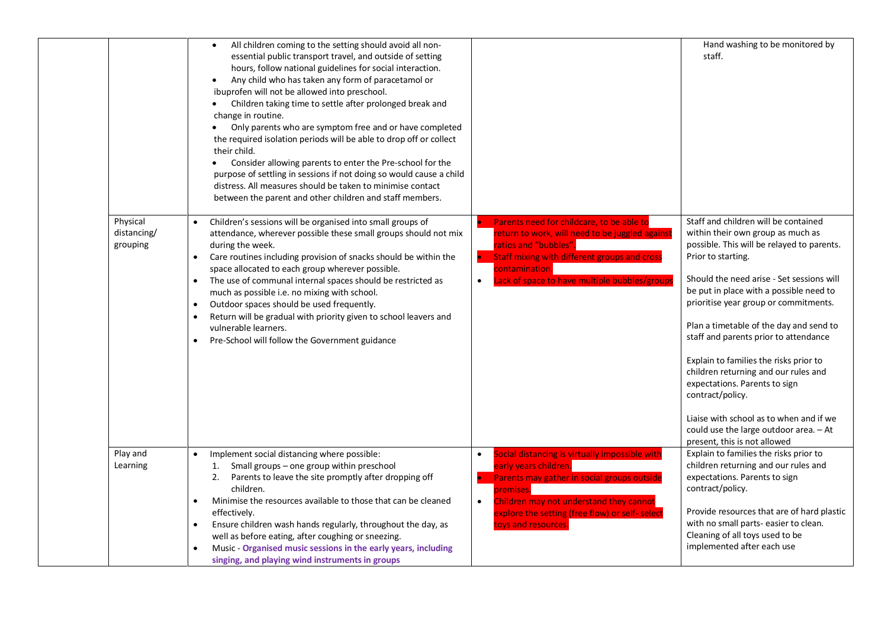| | | | | |
|---|---|---|---|---|
| | | • All children coming to the setting should avoid all non-essential public transport travel, and outside of setting hours, follow national guidelines for social interaction.<br>• Any child who has taken any form of paracetamol or ibuprofen will not be allowed into preschool.<br>• Children taking time to settle after prolonged break and change in routine.<br>• Only parents who are symptom free and or have completed the required isolation periods will be able to drop off or collect their child.<br>• Consider allowing parents to enter the Pre-school for the purpose of settling in sessions if not doing so would cause a child distress. All measures should be taken to minimise contact between the parent and other children and staff members. | | Hand washing to be monitored by staff. |
| | Physical distancing/ grouping | • Children's sessions will be organised into small groups of attendance, wherever possible these small groups should not mix during the week.<br>• Care routines including provision of snacks should be within the space allocated to each group wherever possible.<br>• The use of communal internal spaces should be restricted as much as possible i.e. no mixing with school.<br>• Outdoor spaces should be used frequently.<br>• Return will be gradual with priority given to school leavers and vulnerable learners.<br>• Pre-School will follow the Government guidance | • Parents need for childcare, to be able to return to work, will need to be juggled against ratios and "bubbles".<br>• Staff mixing with different groups and cross contamination.<br>• Lack of space to have multiple bubbles/groups | Staff and children will be contained within their own group as much as possible. This will be relayed to parents. Prior to starting.<br><br>Should the need arise - Set sessions will be put in place with a possible need to prioritise year group or commitments.<br><br>Plan a timetable of the day and send to staff and parents prior to attendance<br><br>Explain to families the risks prior to children returning and our rules and expectations. Parents to sign contract/policy.<br><br>Liaise with school as to when and if we could use the large outdoor area. – At present, this is not allowed |
| | Play and Learning | • Implement social distancing where possible:<br>1. Small groups – one group within preschool<br>2. Parents to leave the site promptly after dropping off children.<br>• Minimise the resources available to those that can be cleaned effectively.<br>• Ensure children wash hands regularly, throughout the day, as well as before eating, after coughing or sneezing.<br>• Music - **Organised music sessions in the early years, including singing, and playing wind instruments in groups** | • Social distancing is virtually impossible with early years children.<br>• Parents may gather in social groups outside premises.<br>• Children may not understand they cannot explore the setting (free flow) or self- select toys and resources. | Explain to families the risks prior to children returning and our rules and expectations. Parents to sign contract/policy.<br><br>Provide resources that are of hard plastic with no small parts- easier to clean. Cleaning of all toys used to be implemented after each use |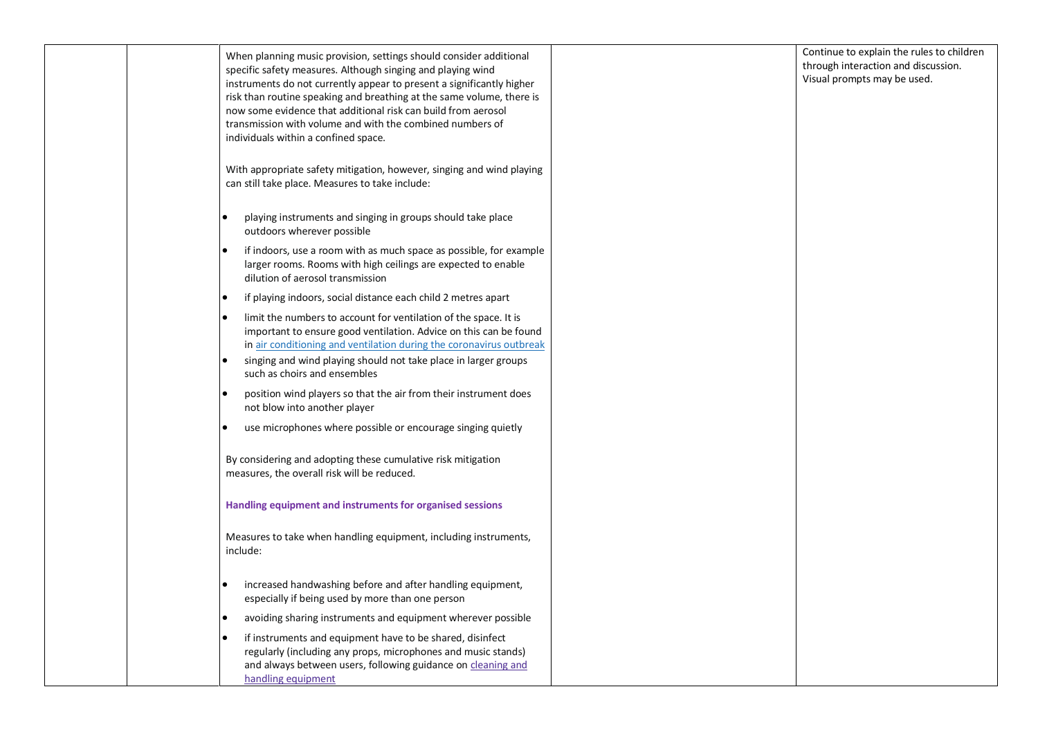| | | | | |
|---|---|---|---|---|
| | | When planning music provision, settings should consider additional specific safety measures. Although singing and playing wind instruments do not currently appear to present a significantly higher risk than routine speaking and breathing at the same volume, there is now some evidence that additional risk can build from aerosol transmission with volume and with the combined numbers of individuals within a confined space.<br><br>With appropriate safety mitigation, however, singing and wind playing can still take place. Measures to take include:<br><br>• playing instruments and singing in groups should take place outdoors wherever possible<br>• if indoors, use a room with as much space as possible, for example larger rooms. Rooms with high ceilings are expected to enable dilution of aerosol transmission<br>• if playing indoors, social distance each child 2 metres apart<br>• limit the numbers to account for ventilation of the space. It is important to ensure good ventilation. Advice on this can be found in air conditioning and ventilation during the coronavirus outbreak<br>• singing and wind playing should not take place in larger groups such as choirs and ensembles<br>• position wind players so that the air from their instrument does not blow into another player<br>• use microphones where possible or encourage singing quietly<br><br>By considering and adopting these cumulative risk mitigation measures, the overall risk will be reduced.<br><br>**Handling equipment and instruments for organised sessions**<br><br>Measures to take when handling equipment, including instruments, include:<br><br>• increased handwashing before and after handling equipment, especially if being used by more than one person<br>• avoiding sharing instruments and equipment wherever possible<br>• if instruments and equipment have to be shared, disinfect regularly (including any props, microphones and music stands) and always between users, following guidance on cleaning and handling equipment | | Continue to explain the rules to children through interaction and discussion. Visual prompts may be used. |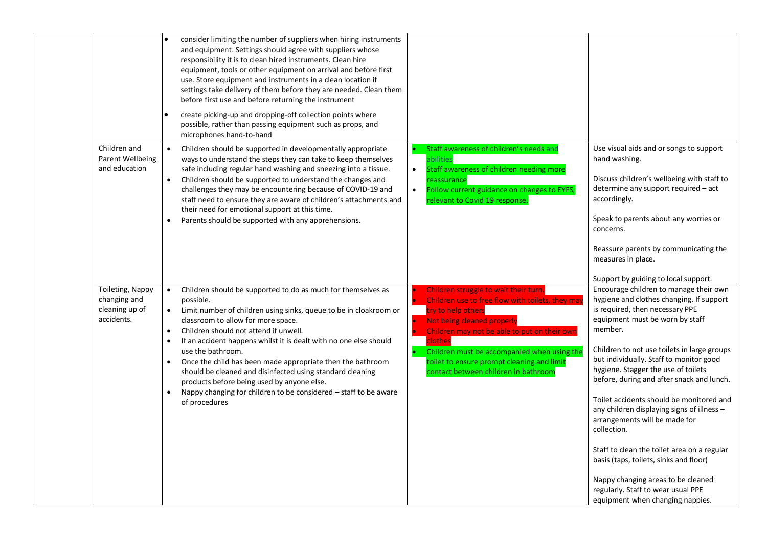| | | | | |
|---|---|---|---|---|
| | | • consider limiting the number of suppliers when hiring instruments and equipment. Settings should agree with suppliers whose responsibility it is to clean hired instruments. Clean hire equipment, tools or other equipment on arrival and before first use. Store equipment and instruments in a clean location if settings take delivery of them before they are needed. Clean them before first use and before returning the instrument<br>• create picking-up and dropping-off collection points where possible, rather than passing equipment such as props, and microphones hand-to-hand | | |
| | Children and Parent Wellbeing and education | • Children should be supported in developmentally appropriate ways to understand the steps they can take to keep themselves safe including regular hand washing and sneezing into a tissue.<br>• Children should be supported to understand the changes and challenges they may be encountering because of COVID-19 and staff need to ensure they are aware of children's attachments and their need for emotional support at this time.<br>• Parents should be supported with any apprehensions. | • Staff awareness of children's needs and abilities<br>• Staff awareness of children needing more reassurance<br>• Follow current guidance on changes to EYFS, relevant to Covid 19 response. | Use visual aids and or songs to support hand washing.<br><br>Discuss children's wellbeing with staff to determine any support required – act accordingly.<br><br>Speak to parents about any worries or concerns.<br><br>Reassure parents by communicating the measures in place.<br><br>Support by guiding to local support. |
| | Toileting, Nappy changing and cleaning up of accidents. | • Children should be supported to do as much for themselves as possible.<br>• Limit number of children using sinks, queue to be in cloakroom or classroom to allow for more space.<br>• Children should not attend if unwell.<br>• If an accident happens whilst it is dealt with no one else should use the bathroom.<br>• Once the child has been made appropriate then the bathroom should be cleaned and disinfected using standard cleaning products before being used by anyone else.<br>• Nappy changing for children to be considered – staff to be aware of procedures | • Children struggle to wait their turn.<br>• Children use to free flow with toilets, they may try to help others<br>• Not being cleaned properly<br>• Children may not be able to put on their own clothes<br>• Children must be accompanied when using the toilet to ensure prompt cleaning and limit contact between children in bathroom | Encourage children to manage their own hygiene and clothes changing. If support is required, then necessary PPE equipment must be worn by staff member.<br><br>Children to not use toilets in large groups but individually. Staff to monitor good hygiene. Stagger the use of toilets before, during and after snack and lunch.<br><br>Toilet accidents should be monitored and any children displaying signs of illness – arrangements will be made for collection.<br><br>Staff to clean the toilet area on a regular basis (taps, toilets, sinks and floor)<br><br>Nappy changing areas to be cleaned regularly. Staff to wear usual PPE equipment when changing nappies. |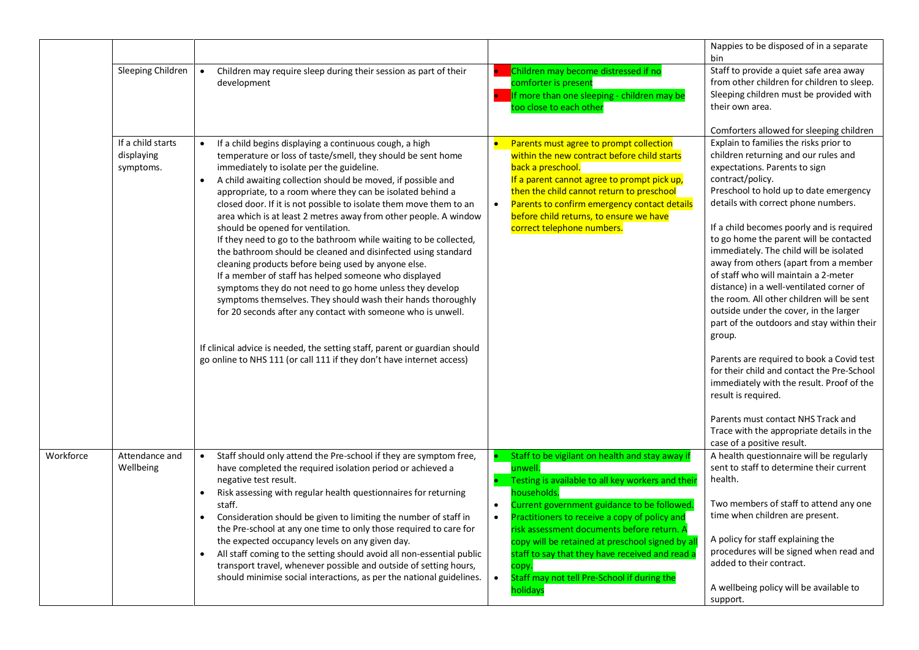| | | | | |
|---|---|---|---|---|
| | | | | Nappies to be disposed of in a separate bin |
| | Sleeping Children | • Children may require sleep during their session as part of their development | • Children may become distressed if no comforter is present<br>• If more than one sleeping - children may be too close to each other | Staff to provide a quiet safe area away from other children for children to sleep. Sleeping children must be provided with their own area.<br><br>Comforters allowed for sleeping children |
| | If a child starts displaying symptoms. | • If a child begins displaying a continuous cough, a high temperature or loss of taste/smell, they should be sent home immediately to isolate per the guideline.<br>• A child awaiting collection should be moved, if possible and appropriate, to a room where they can be isolated behind a closed door. If it is not possible to isolate them move them to an area which is at least 2 metres away from other people. A window should be opened for ventilation.<br>If they need to go to the bathroom while waiting to be collected, the bathroom should be cleaned and disinfected using standard cleaning products before being used by anyone else.<br>If a member of staff has helped someone who displayed symptoms they do not need to go home unless they develop symptoms themselves. They should wash their hands thoroughly for 20 seconds after any contact with someone who is unwell.<br><br>If clinical advice is needed, the setting staff, parent or guardian should go online to NHS 111 (or call 111 if they don't have internet access) | • Parents must agree to prompt collection within the new contract before child starts back a preschool.<br>If a parent cannot agree to prompt pick up, then the child cannot return to preschool<br>• Parents to confirm emergency contact details before child returns, to ensure we have correct telephone numbers. | Explain to families the risks prior to children returning and our rules and expectations. Parents to sign contract/policy.<br>Preschool to hold up to date emergency details with correct phone numbers.<br><br>If a child becomes poorly and is required to go home the parent will be contacted immediately. The child will be isolated away from others (apart from a member of staff who will maintain a 2-meter distance) in a well-ventilated corner of the room. All other children will be sent outside under the cover, in the larger part of the outdoors and stay within their group.<br><br>Parents are required to book a Covid test for their child and contact the Pre-School immediately with the result. Proof of the result is required.<br><br>Parents must contact NHS Track and Trace with the appropriate details in the case of a positive result. |
| Workforce | Attendance and Wellbeing | • Staff should only attend the Pre-school if they are symptom free, have completed the required isolation period or achieved a negative test result.<br>• Risk assessing with regular health questionnaires for returning staff.<br>• Consideration should be given to limiting the number of staff in the Pre-school at any one time to only those required to care for the expected occupancy levels on any given day.<br>• All staff coming to the setting should avoid all non-essential public transport travel, whenever possible and outside of setting hours, should minimise social interactions, as per the national guidelines. | • Staff to be vigilant on health and stay away if unwell.<br>• Testing is available to all key workers and their households.<br>• Current government guidance to be followed.<br>• Practitioners to receive a copy of policy and risk assessment documents before return. A copy will be retained at preschool signed by all staff to say that they have received and read a copy.<br>• Staff may not tell Pre-School if during the holidays | A health questionnaire will be regularly sent to staff to determine their current health.<br><br>Two members of staff to attend any one time when children are present.<br><br>A policy for staff explaining the procedures will be signed when read and added to their contract.<br><br>A wellbeing policy will be available to support. |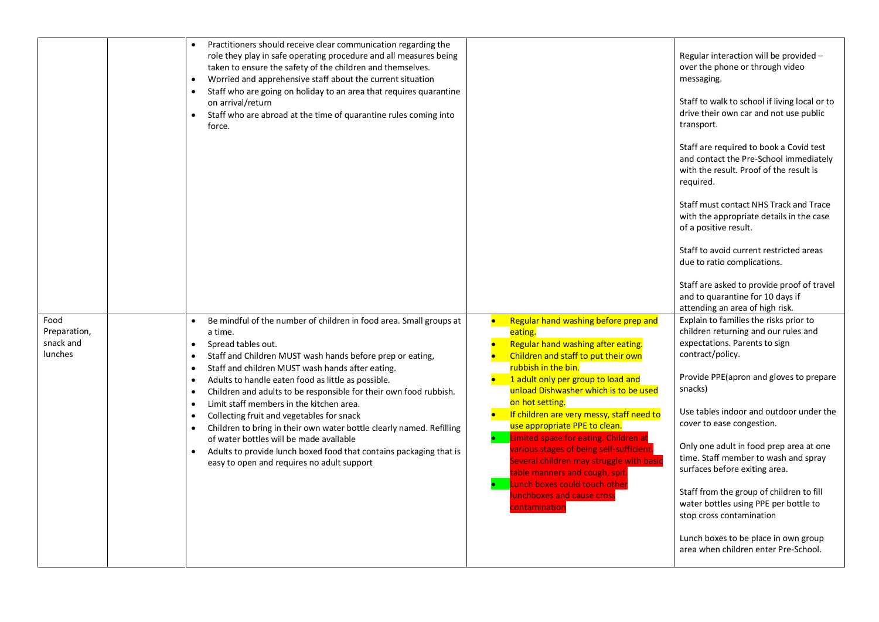| | | | | |
|---|---|---|---|---|
| | | • Practitioners should receive clear communication regarding the role they play in safe operating procedure and all measures being taken to ensure the safety of the children and themselves.<br>• Worried and apprehensive staff about the current situation<br>• Staff who are going on holiday to an area that requires quarantine on arrival/return<br>• Staff who are abroad at the time of quarantine rules coming into force. | | Regular interaction will be provided – over the phone or through video messaging.<br><br>Staff to walk to school if living local or to drive their own car and not use public transport.<br><br>Staff are required to book a Covid test and contact the Pre-School immediately with the result. Proof of the result is required.<br><br>Staff must contact NHS Track and Trace with the appropriate details in the case of a positive result.<br><br>Staff to avoid current restricted areas due to ratio complications.<br><br>Staff are asked to provide proof of travel and to quarantine for 10 days if attending an area of high risk. |
| Food Preparation, snack and lunches | | • Be mindful of the number of children in food area. Small groups at a time.<br>• Spread tables out.<br>• Staff and Children MUST wash hands before prep or eating,<br>• Staff and children MUST wash hands after eating.<br>• Adults to handle eaten food as little as possible.<br>• Children and adults to be responsible for their own food rubbish.<br>• Limit staff members in the kitchen area.<br>• Collecting fruit and vegetables for snack<br>• Children to bring in their own water bottle clearly named. Refilling of water bottles will be made available<br>• Adults to provide lunch boxed food that contains packaging that is easy to open and requires no adult support | • Regular hand washing before prep and eating.<br>• Regular hand washing after eating.<br>• Children and staff to put their own rubbish in the bin.<br>• 1 adult only per group to load and unload Dishwasher which is to be used on hot setting.<br>• If children are very messy, staff need to use appropriate PPE to clean.<br>• Limited space for eating. Children at various stages of being self-sufficient. Several children may struggle with basic table manners and cough, spit.<br>• Lunch boxes could touch other lunchboxes and cause cross contamination | Explain to families the risks prior to children returning and our rules and expectations. Parents to sign contract/policy.<br><br>Provide PPE(apron and gloves to prepare snacks)<br><br>Use tables indoor and outdoor under the cover to ease congestion.<br><br>Only one adult in food prep area at one time. Staff member to wash and spray surfaces before exiting area.<br><br>Staff from the group of children to fill water bottles using PPE per bottle to stop cross contamination<br><br>Lunch boxes to be place in own group area when children enter Pre-School. |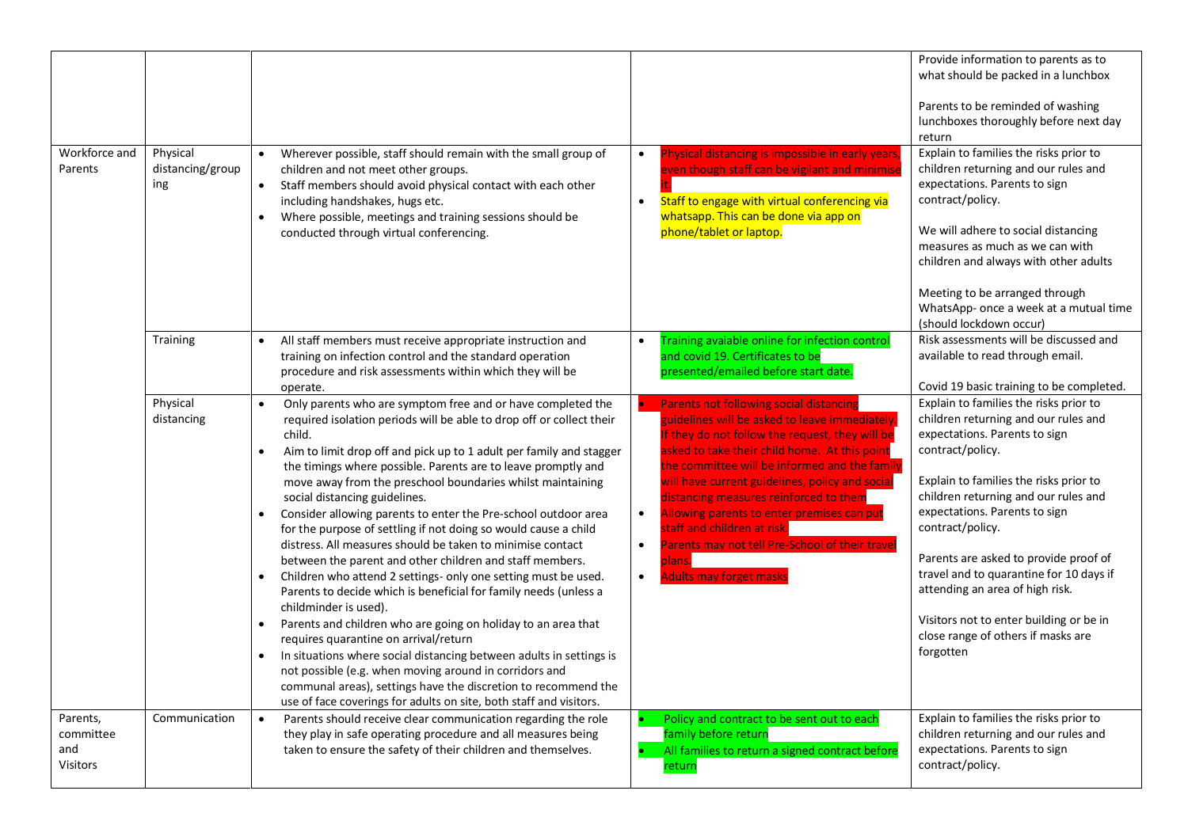| | | | | |
|---|---|---|---|---|
| | | | | Provide information to parents as to what should be packed in a lunchbox<br><br>Parents to be reminded of washing lunchboxes thoroughly before next day return |
| Workforce and Parents | Physical distancing/grouping | • Wherever possible, staff should remain with the small group of children and not meet other groups.<br>• Staff members should avoid physical contact with each other including handshakes, hugs etc.<br>• Where possible, meetings and training sessions should be conducted through virtual conferencing. | • Physical distancing is impossible in early years, even though staff can be vigilant and minimise it.<br>• Staff to engage with virtual conferencing via whatsapp. This can be done via app on phone/tablet or laptop. | Explain to families the risks prior to children returning and our rules and expectations. Parents to sign contract/policy.<br><br>We will adhere to social distancing measures as much as we can with children and always with other adults<br><br>Meeting to be arranged through WhatsApp- once a week at a mutual time (should lockdown occur) |
| | Training | • All staff members must receive appropriate instruction and training on infection control and the standard operation procedure and risk assessments within which they will be operate. | • Training avaiable online for infection control and covid 19. Certificates to be presented/emailed before start date. | Risk assessments will be discussed and available to read through email.<br><br>Covid 19 basic training to be completed. |
| | Physical distancing | • Only parents who are symptom free and or have completed the required isolation periods will be able to drop off or collect their child.<br>• Aim to limit drop off and pick up to 1 adult per family and stagger the timings where possible. Parents are to leave promptly and move away from the preschool boundaries whilst maintaining social distancing guidelines.<br>• Consider allowing parents to enter the Pre-school outdoor area for the purpose of settling if not doing so would cause a child distress. All measures should be taken to minimise contact between the parent and other children and staff members.<br>• Children who attend 2 settings- only one setting must be used. Parents to decide which is beneficial for family needs (unless a childminder is used).<br>• Parents and children who are going on holiday to an area that requires quarantine on arrival/return<br>• In situations where social distancing between adults in settings is not possible (e.g. when moving around in corridors and communal areas), settings have the discretion to recommend the use of face coverings for adults on site, both staff and visitors. | • Parents not following social distancing guidelines will be asked to leave immediately. If they do not follow the request, they will be asked to take their child home. At this point the committee will be informed and the family will have current guidelines, policy and social distancing measures reinforced to them<br>• Allowing parents to enter premises can put staff and children at risk.<br>• Parents may not tell Pre-School of their travel plans.<br>• Adults may forget masks | Explain to families the risks prior to children returning and our rules and expectations. Parents to sign contract/policy.<br><br>Explain to families the risks prior to children returning and our rules and expectations. Parents to sign contract/policy.<br><br>Parents are asked to provide proof of travel and to quarantine for 10 days if attending an area of high risk.<br><br>Visitors not to enter building or be in close range of others if masks are forgotten |
| Parents, committee and Visitors | Communication | • Parents should receive clear communication regarding the role they play in safe operating procedure and all measures being taken to ensure the safety of their children and themselves. | • Policy and contract to be sent out to each family before return<br>• All families to return a signed contract before return | Explain to families the risks prior to children returning and our rules and expectations. Parents to sign contract/policy. |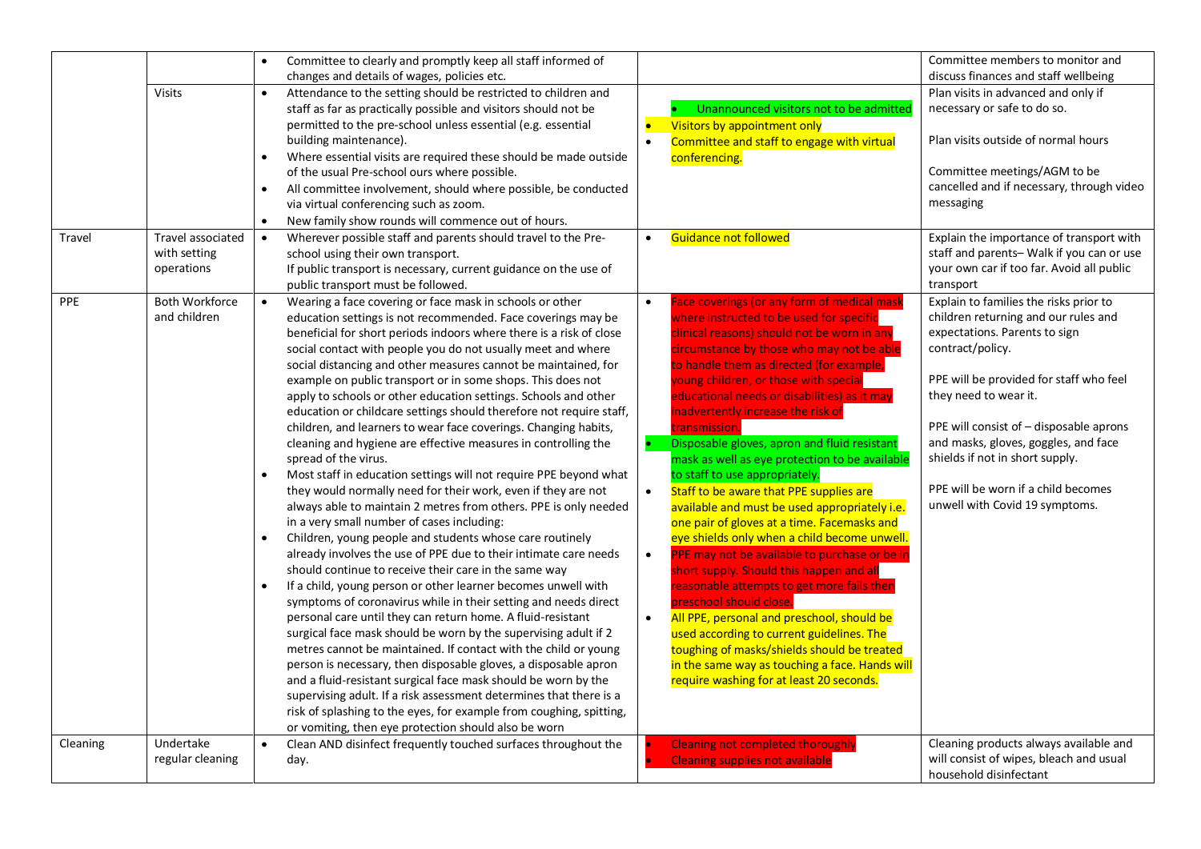| | | | | |
|---|---|---|---|---|
| | | • Committee to clearly and promptly keep all staff informed of changes and details of wages, policies etc. | | Committee members to monitor and discuss finances and staff wellbeing |
| | Visits | • Attendance to the setting should be restricted to children and staff as far as practically possible and visitors should not be permitted to the pre-school unless essential (e.g. essential building maintenance).<br>• Where essential visits are required these should be made outside of the usual Pre-school ours where possible.<br>• All committee involvement, should where possible, be conducted via virtual conferencing such as zoom.<br>• New family show rounds will commence out of hours. | • Unannounced visitors not to be admitted<br>• Visitors by appointment only<br>• Committee and staff to engage with virtual conferencing. | Plan visits in advanced and only if necessary or safe to do so.<br><br>Plan visits outside of normal hours<br><br>Committee meetings/AGM to be cancelled and if necessary, through video messaging |
| Travel | Travel associated with setting operations | • Wherever possible staff and parents should travel to the Pre-school using their own transport.<br>If public transport is necessary, current guidance on the use of public transport must be followed. | • Guidance not followed | Explain the importance of transport with staff and parents– Walk if you can or use your own car if too far. Avoid all public transport |
| PPE | Both Workforce and children | • Wearing a face covering or face mask in schools or other education settings is not recommended. Face coverings may be beneficial for short periods indoors where there is a risk of close social contact with people you do not usually meet and where social distancing and other measures cannot be maintained, for example on public transport or in some shops. This does not apply to schools or other education settings. Schools and other education or childcare settings should therefore not require staff, children, and learners to wear face coverings. Changing habits, cleaning and hygiene are effective measures in controlling the spread of the virus.<br>• Most staff in education settings will not require PPE beyond what they would normally need for their work, even if they are not always able to maintain 2 metres from others. PPE is only needed in a very small number of cases including:<br>• Children, young people and students whose care routinely already involves the use of PPE due to their intimate care needs should continue to receive their care in the same way<br>• If a child, young person or other learner becomes unwell with symptoms of coronavirus while in their setting and needs direct personal care until they can return home. A fluid-resistant surgical face mask should be worn by the supervising adult if 2 metres cannot be maintained. If contact with the child or young person is necessary, then disposable gloves, a disposable apron and a fluid-resistant surgical face mask should be worn by the supervising adult. If a risk assessment determines that there is a risk of splashing to the eyes, for example from coughing, spitting, or vomiting, then eye protection should also be worn | • Face coverings (or any form of medical mask where instructed to be used for specific clinical reasons) should not be worn in any circumstance by those who may not be able to handle them as directed (for example, young children, or those with special educational needs or disabilities) as it may inadvertently increase the risk of transmission.<br>• Disposable gloves, apron and fluid resistant mask as well as eye protection to be available to staff to use appropriately.<br>• Staff to be aware that PPE supplies are available and must be used appropriately i.e. one pair of gloves at a time. Facemasks and eye shields only when a child become unwell.<br>• PPE may not be available to purchase or be in short supply. Should this happen and all reasonable attempts to get more fails then preschool should close.<br>• All PPE, personal and preschool, should be used according to current guidelines. The toughing of masks/shields should be treated in the same way as touching a face. Hands will require washing for at least 20 seconds. | Explain to families the risks prior to children returning and our rules and expectations. Parents to sign contract/policy.<br><br>PPE will be provided for staff who feel they need to wear it.<br><br>PPE will consist of – disposable aprons and masks, gloves, goggles, and face shields if not in short supply.<br><br>PPE will be worn if a child becomes unwell with Covid 19 symptoms. |
| Cleaning | Undertake regular cleaning | • Clean AND disinfect frequently touched surfaces throughout the day. | • Cleaning not completed thoroughly<br>• Cleaning supplies not available | Cleaning products always available and will consist of wipes, bleach and usual household disinfectant |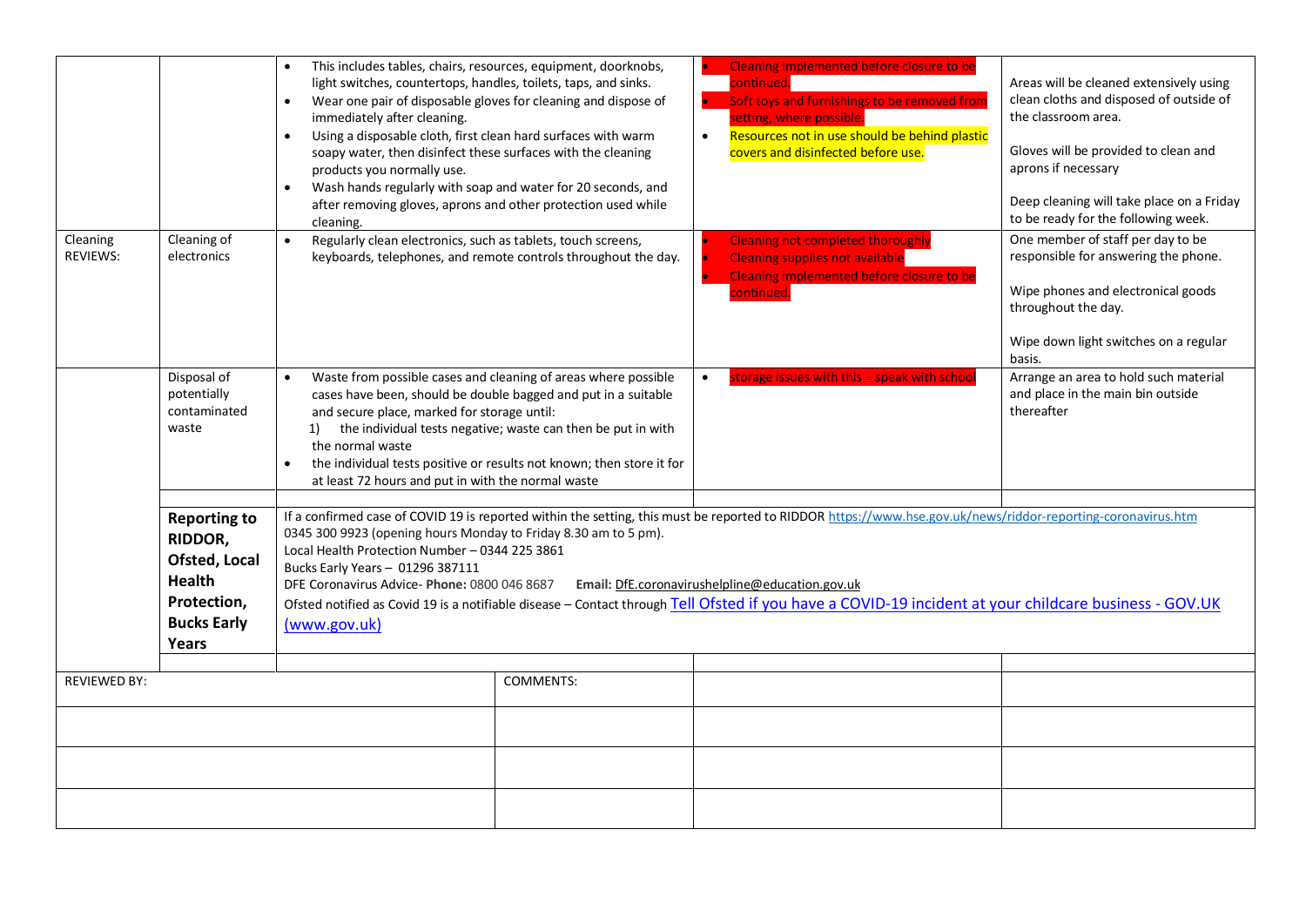| | | | | |
|---|---|---|---|---|
| | | • This includes tables, chairs, resources, equipment, doorknobs, light switches, countertops, handles, toilets, taps, and sinks.<br>• Wear one pair of disposable gloves for cleaning and dispose of immediately after cleaning.<br>• Using a disposable cloth, first clean hard surfaces with warm soapy water, then disinfect these surfaces with the cleaning products you normally use.<br>• Wash hands regularly with soap and water for 20 seconds, and after removing gloves, aprons and other protection used while cleaning. | • Cleaning implemented before closure to be continued.<br>• Soft toys and furnishings to be removed from setting, where possible.<br>• Resources not in use should be behind plastic covers and disinfected before use. | Areas will be cleaned extensively using clean cloths and disposed of outside of the classroom area.<br><br>Gloves will be provided to clean and aprons if necessary<br><br>Deep cleaning will take place on a Friday to be ready for the following week. |
| Cleaning REVIEWS: | Cleaning of electronics | • Regularly clean electronics, such as tablets, touch screens, keyboards, telephones, and remote controls throughout the day. | • Cleaning not completed thoroughly<br>• Cleaning supplies not available<br>• Cleaning implemented before closure to be continued. | One member of staff per day to be responsible for answering the phone.<br><br>Wipe phones and electronical goods throughout the day.<br><br>Wipe down light switches on a regular basis. |
| | Disposal of potentially contaminated waste | • Waste from possible cases and cleaning of areas where possible cases have been, should be double bagged and put in a suitable and secure place, marked for storage until:<br>1) the individual tests negative; waste can then be put in with the normal waste<br>• the individual tests positive or results not known; then store it for at least 72 hours and put in with the normal waste | • storage issues with this – speak with school | Arrange an area to hold such material and place in the main bin outside thereafter |
| | | | | |
| | **Reporting to RIDDOR, Ofsted, Local Health Protection, Bucks Early Years** | If a confirmed case of COVID 19 is reported within the setting, this must be reported to RIDDOR https://www.hse.gov.uk/news/riddor-reporting-coronavirus.htm<br>0345 300 9923 (opening hours Monday to Friday 8.30 am to 5 pm).<br>Local Health Protection Number – 0344 225 3861<br>Bucks Early Years – 01296 387111<br>DFE Coronavirus Advice- **Phone:** 0800 046 8687 **Email:** DfE.coronavirushelpline@education.gov.uk<br>Ofsted notified as Covid 19 is a notifiable disease – Contact through Tell Ofsted if you have a COVID-19 incident at your childcare business - GOV.UK (www.gov.uk) | | |
| | | | | |

| REVIEWED BY: | COMMENTS: | | |
|---|---|---|---|
| | | | |
| | | | |
| | | | |